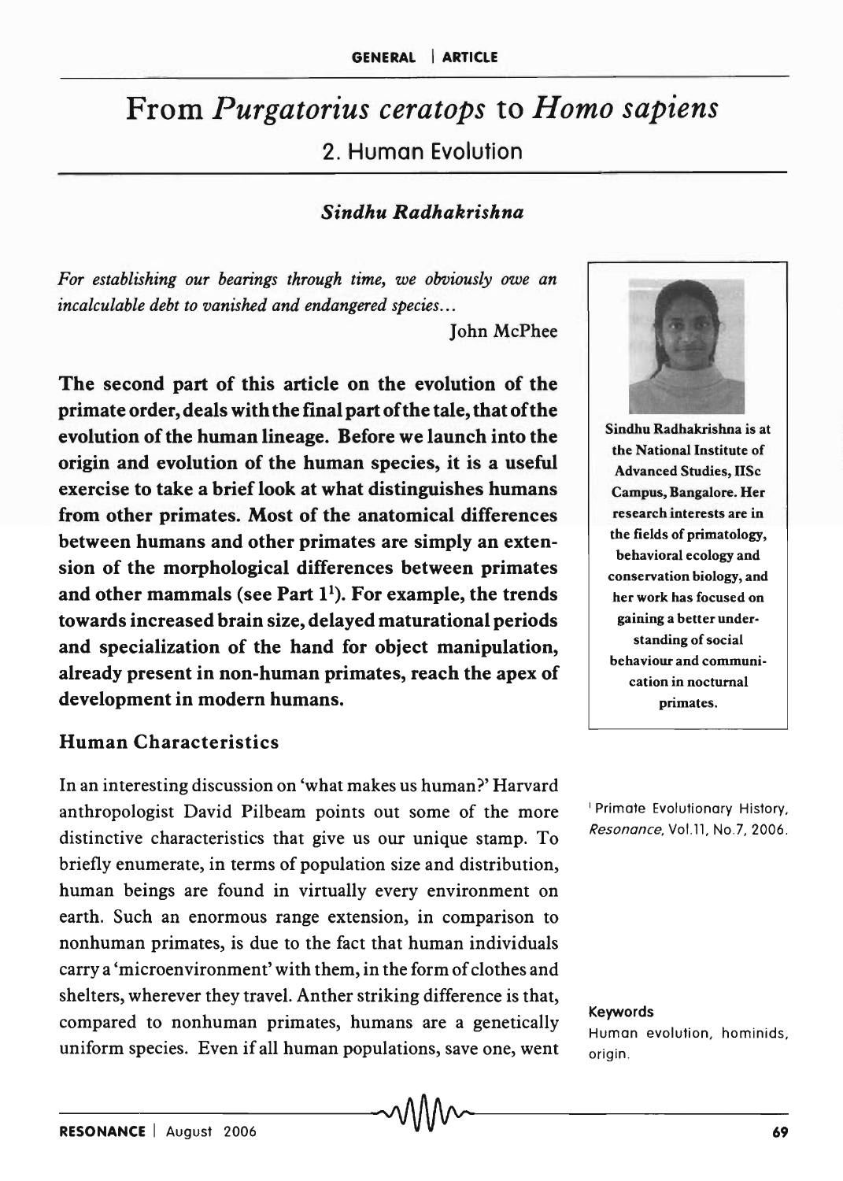# From *Purgatorius ceratops* to *Homo sapiens*

## 2. Human Evolution

### *Sindhu Radhakrishna*

*For establishing our bearings through time, we obviously owe an incalculable debt to vanished and endangered species...*

John McPhee

Sindhu Radhakrishna is at the National Institute of Advanced Studies, IISc Campus, Bangalore. Her research interests are in the fields of primatology, behavioral ecology and conservation biology, and her work has focused on gaining a better understanding of social behaviour and communication in nocturnal primates.

**The second part of this article on the evolution of the primate order, deals with the final part of the tale, that of the evolution of the human lineage. Before we launch into the origin and evolution of the human species, it is a useful exercise to take a brief look at what distinguishes humans from other primates. Most of the anatomical differences between humans and other primates are simply an extension of the morphological differences between primates and other mammals (see Part 1[1]). For example, the trends towards increased brain size, delayed maturational periods and specialization of the hand for object manipulation, already present in non-human primates, reach the apex of development in modern humans.**

[1] Primate Evolutionary History, *Resonance*, Vol.11, No.7, 2006.

## Human Characteristics

In an interesting discussion on 'what makes us human?' Harvard anthropologist David Pilbeam points out some of the more distinctive characteristics that give us our unique stamp. To briefly enumerate, in terms of population size and distribution, human beings are found in virtually every environment on earth. Such an enormous range extension, in comparison to nonhuman primates, is due to the fact that human individuals carry a 'microenvironment' with them, in the form of clothes and shelters, wherever they travel. Anther striking difference is that, compared to nonhuman primates, humans are a genetically uniform species. Even if all human populations, save one, went

**Keywords**

Human evolution, hominids, origin.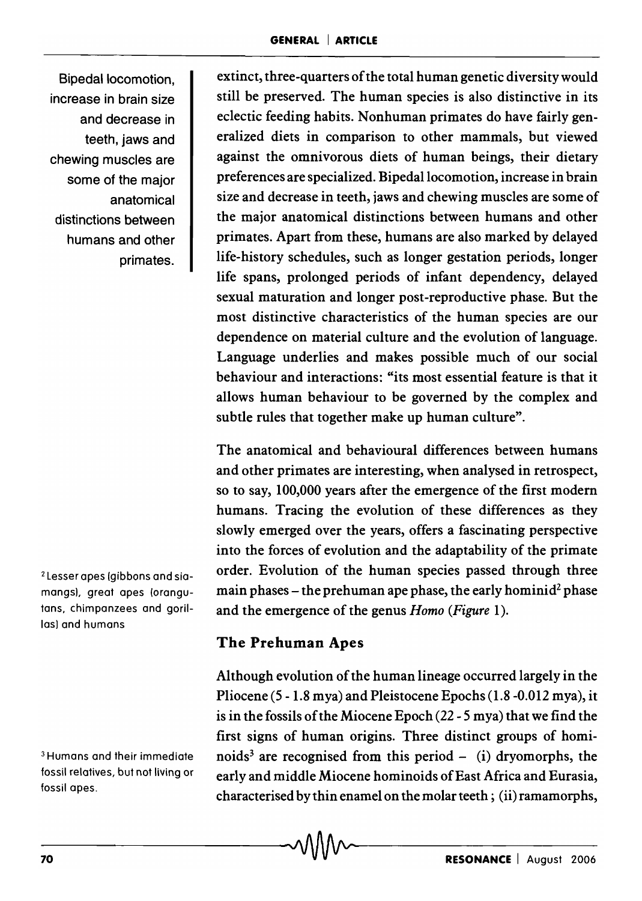Bipedal locomotion, increase in brain size and decrease in teeth, jaws and chewing muscles are some of the major anatomical distinctions between humans and other primates.

extinct, three-quarters of the total human genetic diversity would still be preserved. The human species is also distinctive in its eclectic feeding habits. Nonhuman primates do have fairly generalized diets in comparison to other mammals, but viewed against the omnivorous diets of human beings, their dietary preferences are specialized. Bipedal locomotion, increase in brain size and decrease in teeth, jaws and chewing muscles are some of the major anatomical distinctions between humans and other primates. Apart from these, humans are also marked by delayed life-history schedules, such as longer gestation periods, longer life spans, prolonged periods of infant dependency, delayed sexual maturation and longer post-reproductive phase. But the most distinctive characteristics of the human species are our dependence on material culture and the evolution of language. Language underlies and makes possible much of our social behaviour and interactions: "its most essential feature is that it allows human behaviour to be governed by the complex and subtle rules that together make up human culture".

The anatomical and behavioural differences between humans and other primates are interesting, when analysed in retrospect, so to say, 100,000 years after the emergence of the first modern humans. Tracing the evolution of these differences as they slowly emerged over the years, offers a fascinating perspective into the forces of evolution and the adaptability of the primate order. Evolution of the human species passed through three main phases – the prehuman ape phase, the early hominid[2] phase and the emergence of the genus *Homo* (*Figure* 1).

[2] Lesser apes (gibbons and siamangs), great apes (orangutans, chimpanzees and gorillas) and humans

## The Prehuman Apes

Although evolution of the human lineage occurred largely in the Pliocene (5 - 1.8 mya) and Pleistocene Epochs (1.8 -0.012 mya), it is in the fossils of the Miocene Epoch (22 - 5 mya) that we find the first signs of human origins. Three distinct groups of hominoids[3] are recognised from this period – (i) dryomorphs, the early and middle Miocene hominoids of East Africa and Eurasia, characterised by thin enamel on the molar teeth ; (ii) ramamorphs,

[3] Humans and their immediate fossil relatives, but not living or fossil apes.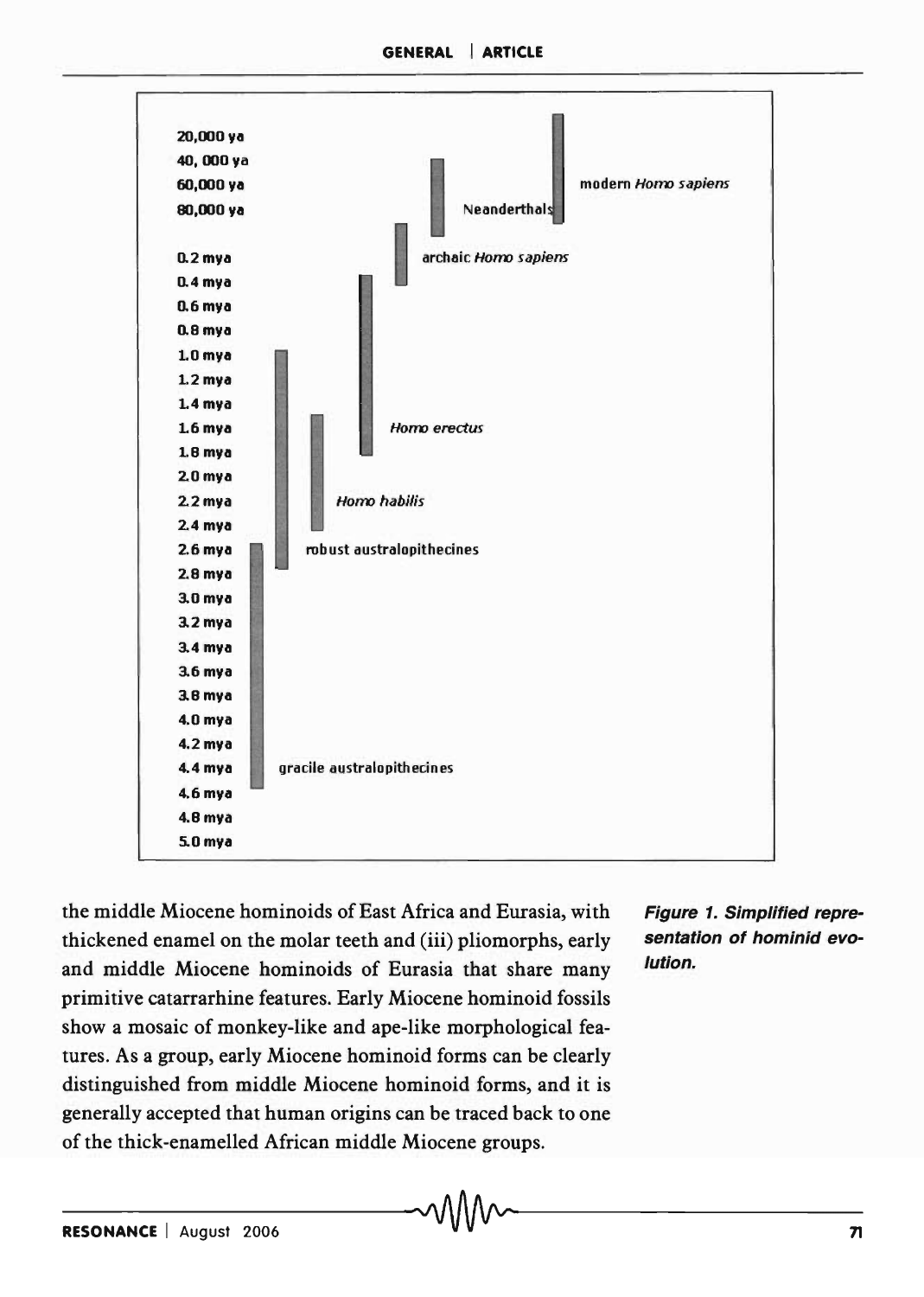the middle Miocene hominoids of East Africa and Eurasia, with thickened enamel on the molar teeth and (iii) pliomorphs, early and middle Miocene hominoids of Eurasia that share many primitive catarrarhine features. Early Miocene hominoid fossils show a mosaic of monkey-like and ape-like morphological features. As a group, early Miocene hominoid forms can be clearly distinguished from middle Miocene hominoid forms, and it is generally accepted that human origins can be traced back to one of the thick-enamelled African middle Miocene groups.

**Figure 1. Simplified representation of hominid evolution.**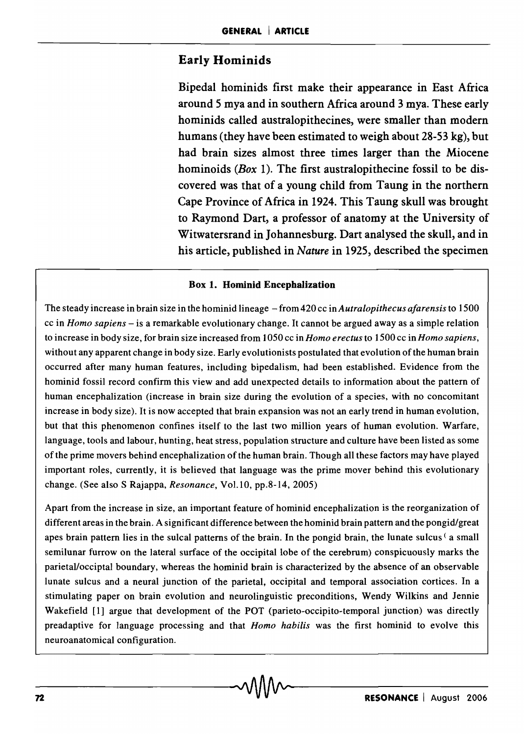## Early Hominids

Bipedal hominids first make their appearance in East Africa around 5 mya and in southern Africa around 3 mya. These early hominids called australopithecines, were smaller than modern humans (they have been estimated to weigh about 28-53 kg), but had brain sizes almost three times larger than the Miocene hominoids (*Box* 1). The first australopithecine fossil to be discovered was that of a young child from Taung in the northern Cape Province of Africa in 1924. This Taung skull was brought to Raymond Dart, a professor of anatomy at the University of Witwatersrand in Johannesburg. Dart analysed the skull, and in his article, published in *Nature* in 1925, described the specimen

### Box 1. Hominid Encephalization

The steady increase in brain size in the hominid lineage – from 420 cc in *Autralopithecus afarensis* to 1500 cc in *Homo sapiens* – is a remarkable evolutionary change. It cannot be argued away as a simple relation to increase in body size, for brain size increased from 1050 cc in *Homo erectus* to 1500 cc in *Homo sapiens*, without any apparent change in body size. Early evolutionists postulated that evolution of the human brain occurred after many human features, including bipedalism, had been established. Evidence from the hominid fossil record confirm this view and add unexpected details to information about the pattern of human encephalization (increase in brain size during the evolution of a species, with no concomitant increase in body size). It is now accepted that brain expansion was not an early trend in human evolution, but that this phenomenon confines itself to the last two million years of human evolution. Warfare, language, tools and labour, hunting, heat stress, population structure and culture have been listed as some of the prime movers behind encephalization of the human brain. Though all these factors may have played important roles, currently, it is believed that language was the prime mover behind this evolutionary change. (See also S Rajappa, *Resonance*, Vol.10, pp.8-14, 2005)

Apart from the increase in size, an important feature of hominid encephalization is the reorganization of different areas in the brain. A significant difference between the hominid brain pattern and the pongid/great apes brain pattern lies in the sulcal patterns of the brain. In the pongid brain, the lunate sulcus ( a small semilunar furrow on the lateral surface of the occipital lobe of the cerebrum) conspicuously marks the parietal/occiptal boundary, whereas the hominid brain is characterized by the absence of an observable lunate sulcus and a neural junction of the parietal, occipital and temporal association cortices. In a stimulating paper on brain evolution and neurolinguistic preconditions, Wendy Wilkins and Jennie Wakefield [1] argue that development of the POT (parieto-occipito-temporal junction) was directly preadaptive for language processing and that *Homo habilis* was the first hominid to evolve this neuroanatomical configuration.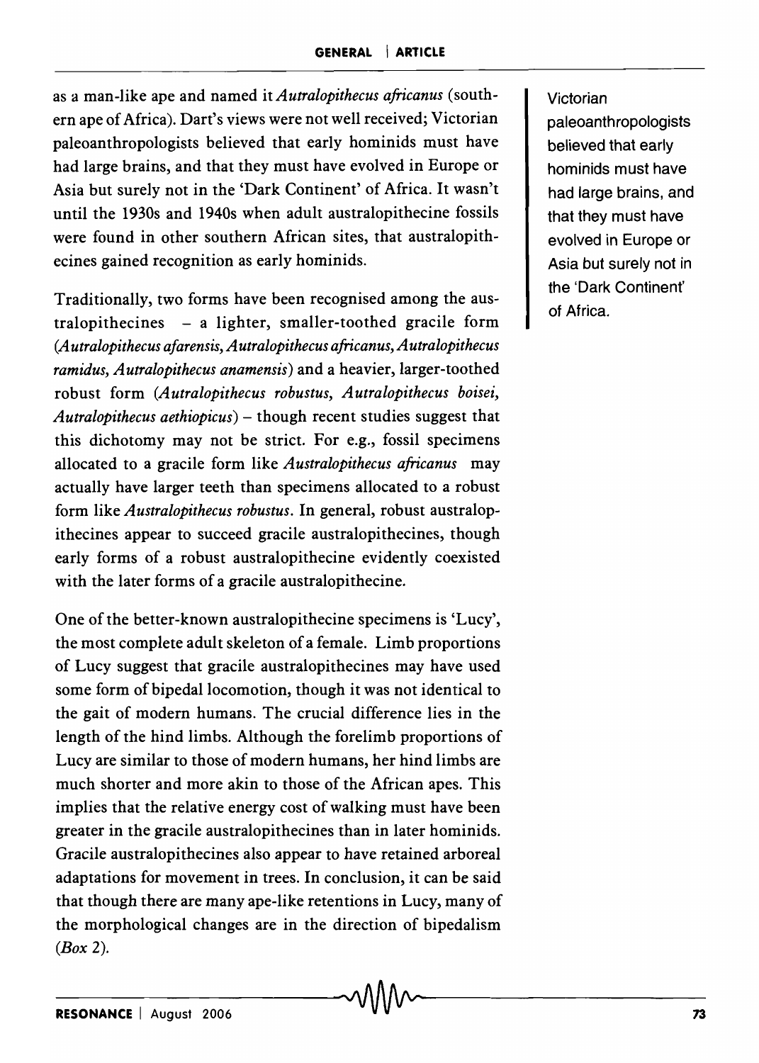as a man-like ape and named it *Autralopithecus africanus* (southern ape of Africa). Dart's views were not well received; Victorian paleoanthropologists believed that early hominids must have had large brains, and that they must have evolved in Europe or Asia but surely not in the 'Dark Continent' of Africa. It wasn't until the 1930s and 1940s when adult australopithecine fossils were found in other southern African sites, that australopithecines gained recognition as early hominids.

Victorian paleoanthropologists believed that early hominids must have had large brains, and that they must have evolved in Europe or Asia but surely not in the 'Dark Continent' of Africa.

Traditionally, two forms have been recognised among the australopithecines – a lighter, smaller-toothed gracile form (*Autralopithecus afarensis, Autralopithecus africanus, Autralopithecus ramidus, Autralopithecus anamensis*) and a heavier, larger-toothed robust form (*Autralopithecus robustus, Autralopithecus boisei, Autralopithecus aethiopicus*) – though recent studies suggest that this dichotomy may not be strict. For e.g., fossil specimens allocated to a gracile form like *Australopithecus africanus* may actually have larger teeth than specimens allocated to a robust form like *Australopithecus robustus*. In general, robust australopithecines appear to succeed gracile australopithecines, though early forms of a robust australopithecine evidently coexisted with the later forms of a gracile australopithecine.

One of the better-known australopithecine specimens is 'Lucy', the most complete adult skeleton of a female. Limb proportions of Lucy suggest that gracile australopithecines may have used some form of bipedal locomotion, though it was not identical to the gait of modern humans. The crucial difference lies in the length of the hind limbs. Although the forelimb proportions of Lucy are similar to those of modern humans, her hind limbs are much shorter and more akin to those of the African apes. This implies that the relative energy cost of walking must have been greater in the gracile australopithecines than in later hominids. Gracile australopithecines also appear to have retained arboreal adaptations for movement in trees. In conclusion, it can be said that though there are many ape-like retentions in Lucy, many of the morphological changes are in the direction of bipedalism (*Box* 2).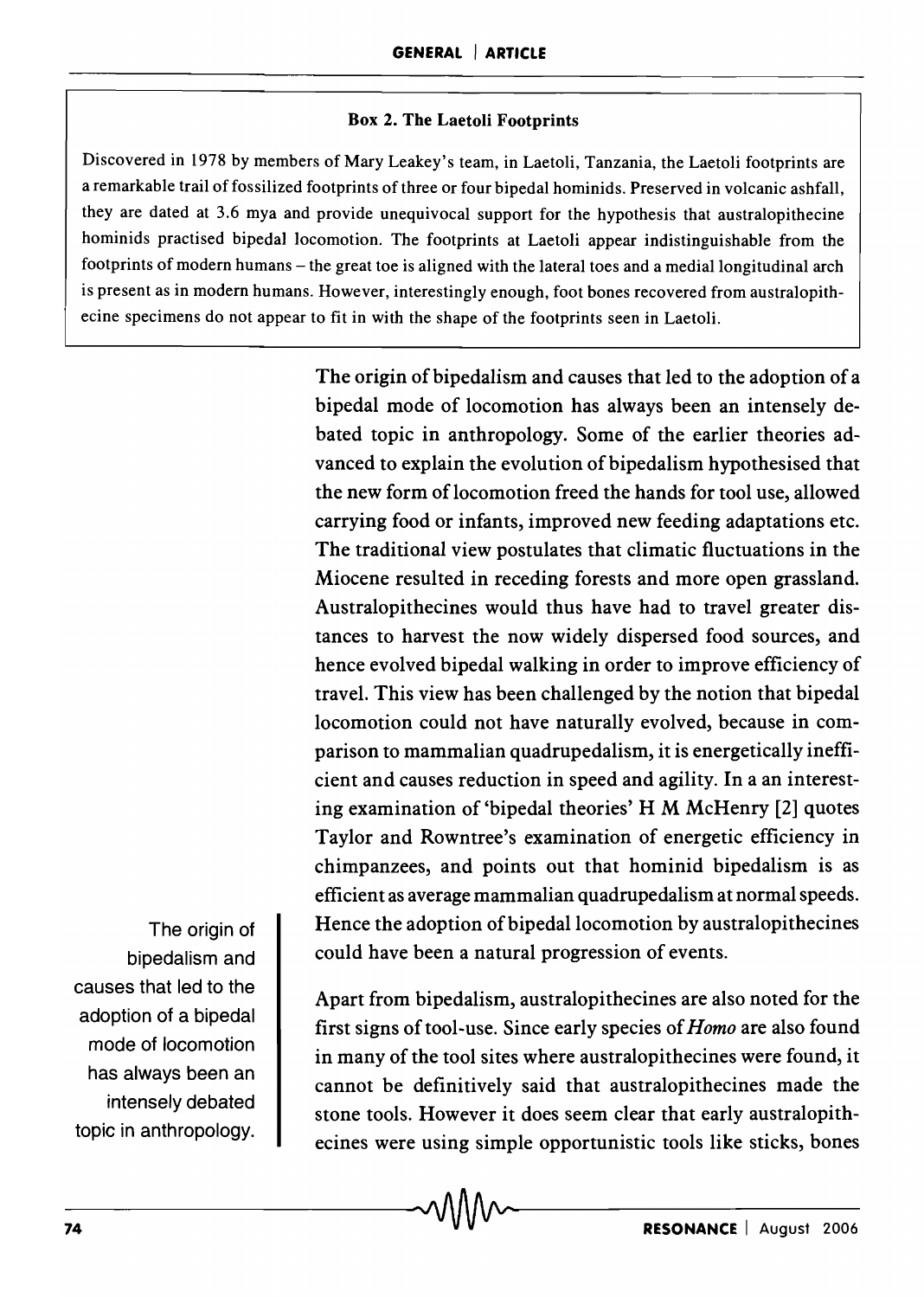**Box 2. The Laetoli Footprints**

Discovered in 1978 by members of Mary Leakey's team, in Laetoli, Tanzania, the Laetoli footprints are a remarkable trail of fossilized footprints of three or four bipedal hominids. Preserved in volcanic ashfall, they are dated at 3.6 mya and provide unequivocal support for the hypothesis that australopithecine hominids practised bipedal locomotion. The footprints at Laetoli appear indistinguishable from the footprints of modern humans – the great toe is aligned with the lateral toes and a medial longitudinal arch is present as in modern humans. However, interestingly enough, foot bones recovered from australopithecine specimens do not appear to fit in with the shape of the footprints seen in Laetoli.

The origin of bipedalism and causes that led to the adoption of a bipedal mode of locomotion has always been an intensely debated topic in anthropology. Some of the earlier theories advanced to explain the evolution of bipedalism hypothesised that the new form of locomotion freed the hands for tool use, allowed carrying food or infants, improved new feeding adaptations etc. The traditional view postulates that climatic fluctuations in the Miocene resulted in receding forests and more open grassland. Australopithecines would thus have had to travel greater distances to harvest the now widely dispersed food sources, and hence evolved bipedal walking in order to improve efficiency of travel. This view has been challenged by the notion that bipedal locomotion could not have naturally evolved, because in comparison to mammalian quadrupedalism, it is energetically inefficient and causes reduction in speed and agility. In a an interesting examination of 'bipedal theories' H M McHenry [2] quotes Taylor and Rowntree's examination of energetic efficiency in chimpanzees, and points out that hominid bipedalism is as efficient as average mammalian quadrupedalism at normal speeds. Hence the adoption of bipedal locomotion by australopithecines could have been a natural progression of events.

The origin of bipedalism and causes that led to the adoption of a bipedal mode of locomotion has always been an intensely debated topic in anthropology.

Apart from bipedalism, australopithecines are also noted for the first signs of tool-use. Since early species of *Homo* are also found in many of the tool sites where australopithecines were found, it cannot be definitively said that australopithecines made the stone tools. However it does seem clear that early australopithecines were using simple opportunistic tools like sticks, bones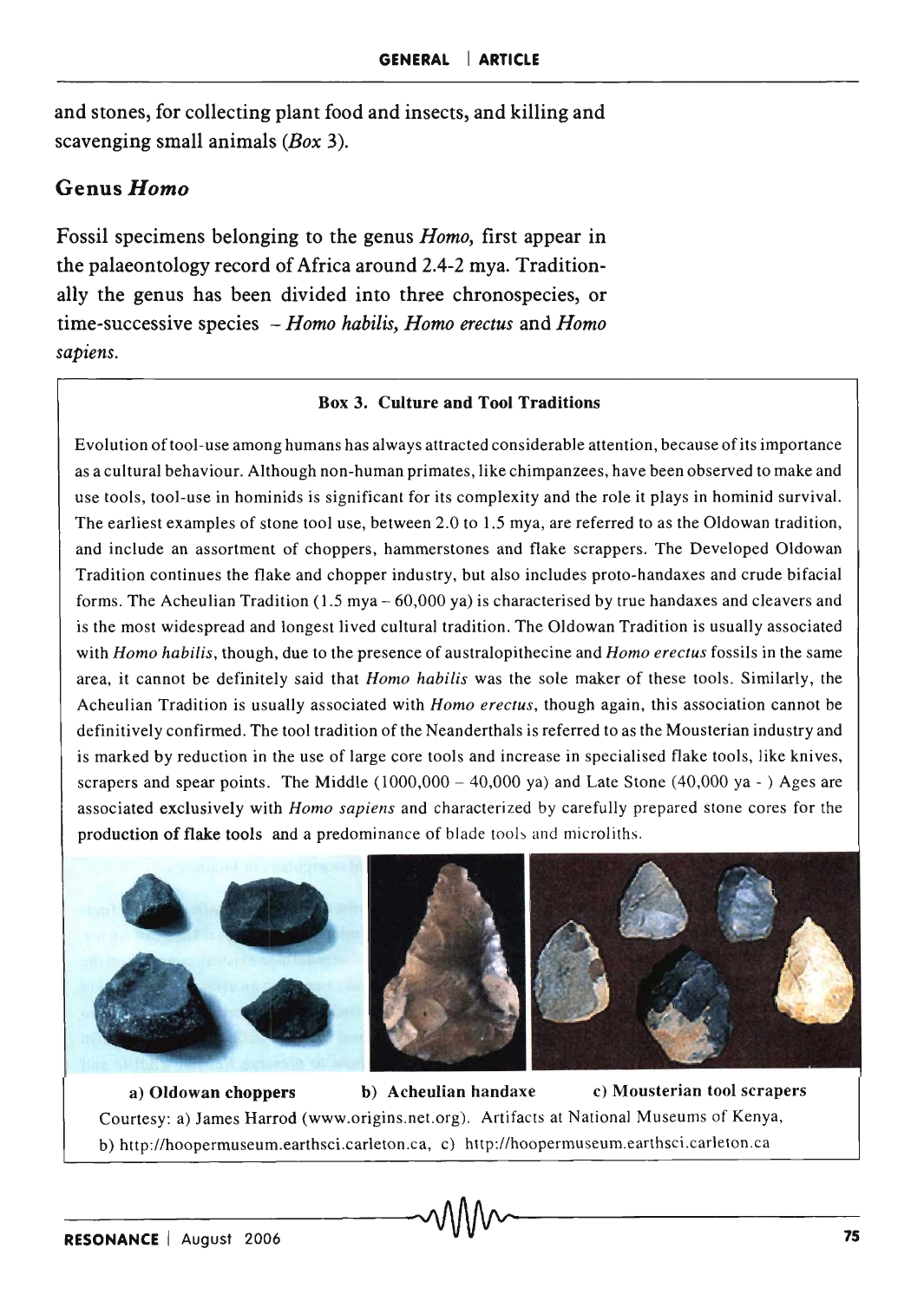and stones, for collecting plant food and insects, and killing and scavenging small animals (*Box* 3).

## Genus *Homo*

Fossil specimens belonging to the genus *Homo*, first appear in the palaeontology record of Africa around 2.4-2 mya. Traditionally the genus has been divided into three chronospecies, or time-successive species – *Homo habilis*, *Homo erectus* and *Homo sapiens*.

### Box 3. Culture and Tool Traditions

Evolution of tool-use among humans has always attracted considerable attention, because of its importance as a cultural behaviour. Although non-human primates, like chimpanzees, have been observed to make and use tools, tool-use in hominids is significant for its complexity and the role it plays in hominid survival. The earliest examples of stone tool use, between 2.0 to 1.5 mya, are referred to as the Oldowan tradition, and include an assortment of choppers, hammerstones and flake scrappers. The Developed Oldowan Tradition continues the flake and chopper industry, but also includes proto-handaxes and crude bifacial forms. The Acheulian Tradition (1.5 mya – 60,000 ya) is characterised by true handaxes and cleavers and is the most widespread and longest lived cultural tradition. The Oldowan Tradition is usually associated with *Homo habilis*, though, due to the presence of australopithecine and *Homo erectus* fossils in the same area, it cannot be definitely said that *Homo habilis* was the sole maker of these tools. Similarly, the Acheulian Tradition is usually associated with *Homo erectus*, though again, this association cannot be definitively confirmed. The tool tradition of the Neanderthals is referred to as the Mousterian industry and is marked by reduction in the use of large core tools and increase in specialised flake tools, like knives, scrapers and spear points. The Middle (1000,000 – 40,000 ya) and Late Stone (40,000 ya - ) Ages are associated exclusively with *Homo sapiens* and characterized by carefully prepared stone cores for the production of flake tools and a predominance of blade tools and microliths.

**a) Oldowan choppers** **b) Acheulian handaxe** **c) Mousterian tool scrapers**

Courtesy: a) James Harrod (www.origins.net.org). Artifacts at National Museums of Kenya, b) http://hoopermuseum.earthsci.carleton.ca, c) http://hoopermuseum.earthsci.carleton.ca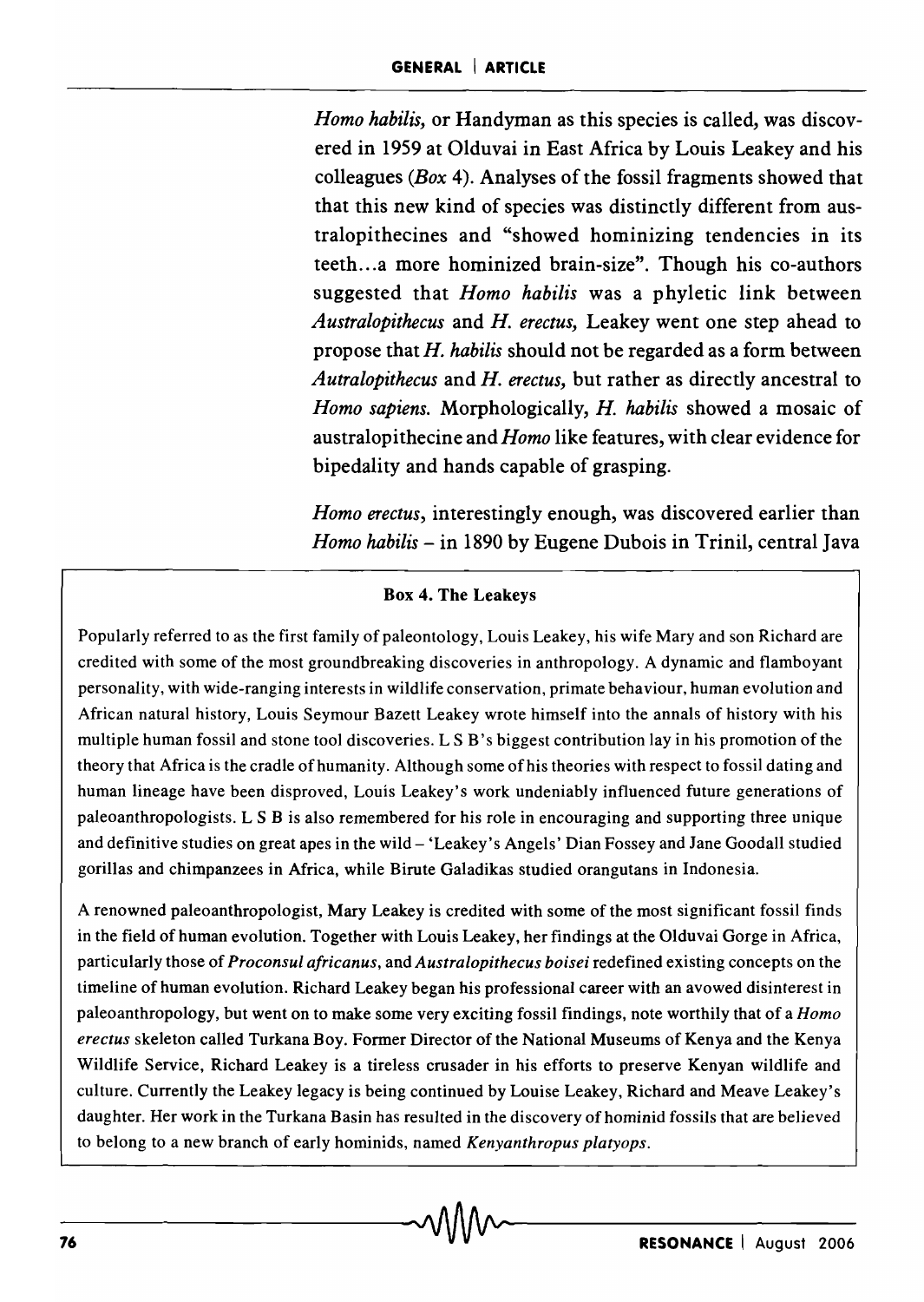*Homo habilis*, or Handyman as this species is called, was discovered in 1959 at Olduvai in East Africa by Louis Leakey and his colleagues (*Box* 4). Analyses of the fossil fragments showed that that this new kind of species was distinctly different from australopithecines and "showed hominizing tendencies in its teeth…a more hominized brain-size". Though his co-authors suggested that *Homo habilis* was a phyletic link between *Australopithecus* and *H. erectus*, Leakey went one step ahead to propose that *H. habilis* should not be regarded as a form between *Autralopithecus* and *H. erectus*, but rather as directly ancestral to *Homo sapiens*. Morphologically, *H. habilis* showed a mosaic of australopithecine and *Homo* like features, with clear evidence for bipedality and hands capable of grasping.

*Homo erectus*, interestingly enough, was discovered earlier than *Homo habilis* – in 1890 by Eugene Dubois in Trinil, central Java

**Box 4. The Leakeys**

Popularly referred to as the first family of paleontology, Louis Leakey, his wife Mary and son Richard are credited with some of the most groundbreaking discoveries in anthropology. A dynamic and flamboyant personality, with wide-ranging interests in wildlife conservation, primate behaviour, human evolution and African natural history, Louis Seymour Bazett Leakey wrote himself into the annals of history with his multiple human fossil and stone tool discoveries. L S B's biggest contribution lay in his promotion of the theory that Africa is the cradle of humanity. Although some of his theories with respect to fossil dating and human lineage have been disproved, Louis Leakey's work undeniably influenced future generations of paleoanthropologists. L S B is also remembered for his role in encouraging and supporting three unique and definitive studies on great apes in the wild – 'Leakey's Angels' Dian Fossey and Jane Goodall studied gorillas and chimpanzees in Africa, while Birute Galadikas studied orangutans in Indonesia.

A renowned paleoanthropologist, Mary Leakey is credited with some of the most significant fossil finds in the field of human evolution. Together with Louis Leakey, her findings at the Olduvai Gorge in Africa, particularly those of *Proconsul africanus*, and *Australopithecus boisei* redefined existing concepts on the timeline of human evolution. Richard Leakey began his professional career with an avowed disinterest in paleoanthropology, but went on to make some very exciting fossil findings, note worthily that of a *Homo erectus* skeleton called Turkana Boy. Former Director of the National Museums of Kenya and the Kenya Wildlife Service, Richard Leakey is a tireless crusader in his efforts to preserve Kenyan wildlife and culture. Currently the Leakey legacy is being continued by Louise Leakey, Richard and Meave Leakey's daughter. Her work in the Turkana Basin has resulted in the discovery of hominid fossils that are believed to belong to a new branch of early hominids, named *Kenyanthropus platyops*.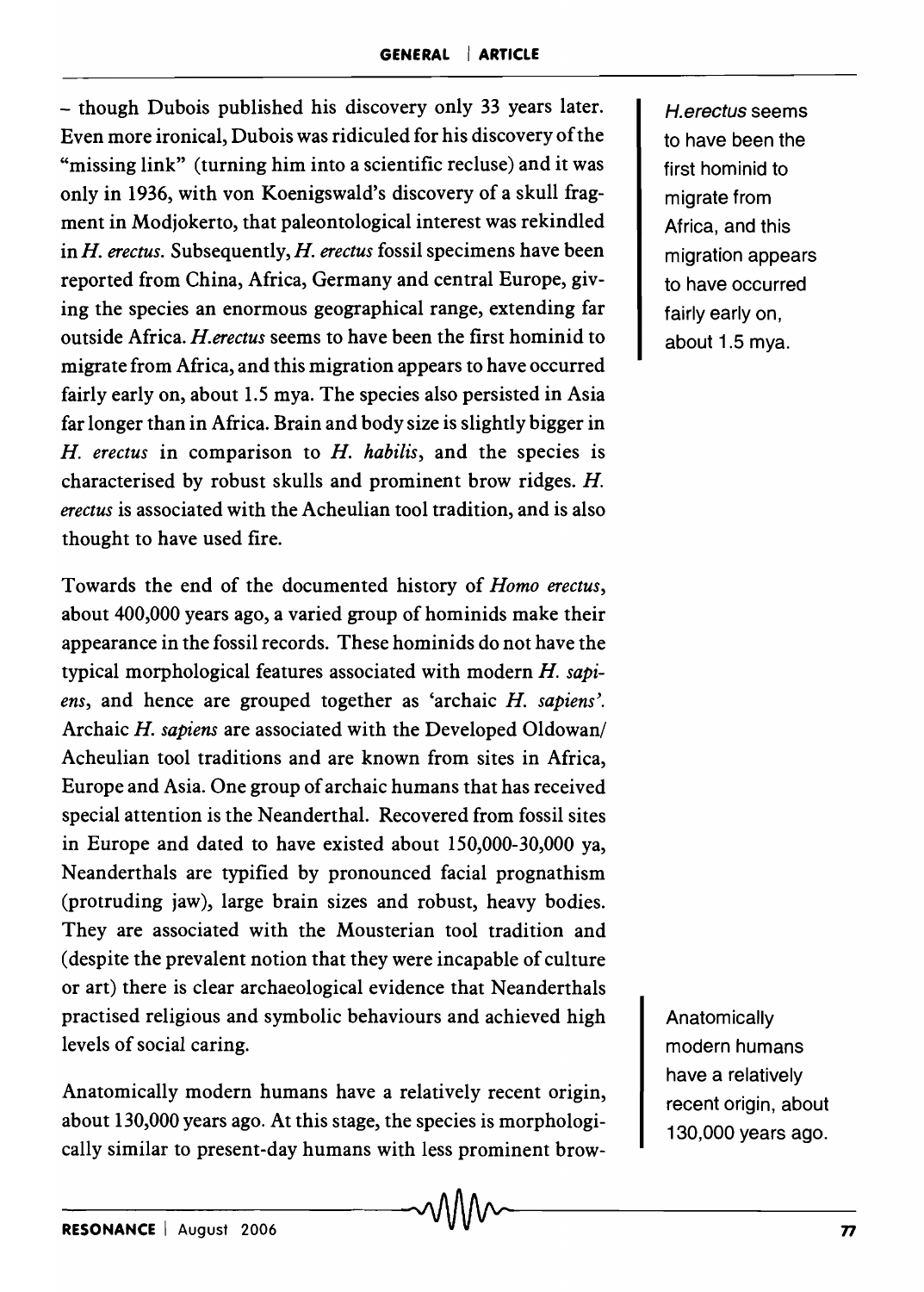– though Dubois published his discovery only 33 years later. Even more ironical, Dubois was ridiculed for his discovery of the "missing link" (turning him into a scientific recluse) and it was only in 1936, with von Koenigswald's discovery of a skull fragment in Modjokerto, that paleontological interest was rekindled in *H. erectus*. Subsequently, *H. erectus* fossil specimens have been reported from China, Africa, Germany and central Europe, giving the species an enormous geographical range, extending far outside Africa. *H.erectus* seems to have been the first hominid to migrate from Africa, and this migration appears to have occurred fairly early on, about 1.5 mya. The species also persisted in Asia far longer than in Africa. Brain and body size is slightly bigger in *H. erectus* in comparison to *H. habilis*, and the species is characterised by robust skulls and prominent brow ridges. *H. erectus* is associated with the Acheulian tool tradition, and is also thought to have used fire.

*H.erectus* seems to have been the first hominid to migrate from Africa, and this migration appears to have occurred fairly early on, about 1.5 mya.

Towards the end of the documented history of *Homo erectus*, about 400,000 years ago, a varied group of hominids make their appearance in the fossil records. These hominids do not have the typical morphological features associated with modern *H. sapiens*, and hence are grouped together as 'archaic *H. sapiens*'. Archaic *H. sapiens* are associated with the Developed Oldowan/ Acheulian tool traditions and are known from sites in Africa, Europe and Asia. One group of archaic humans that has received special attention is the Neanderthal. Recovered from fossil sites in Europe and dated to have existed about 150,000-30,000 ya, Neanderthals are typified by pronounced facial prognathism (protruding jaw), large brain sizes and robust, heavy bodies. They are associated with the Mousterian tool tradition and (despite the prevalent notion that they were incapable of culture or art) there is clear archaeological evidence that Neanderthals practised religious and symbolic behaviours and achieved high levels of social caring.

Anatomically modern humans have a relatively recent origin, about 130,000 years ago.

Anatomically modern humans have a relatively recent origin, about 130,000 years ago. At this stage, the species is morphologically similar to present-day humans with less prominent brow-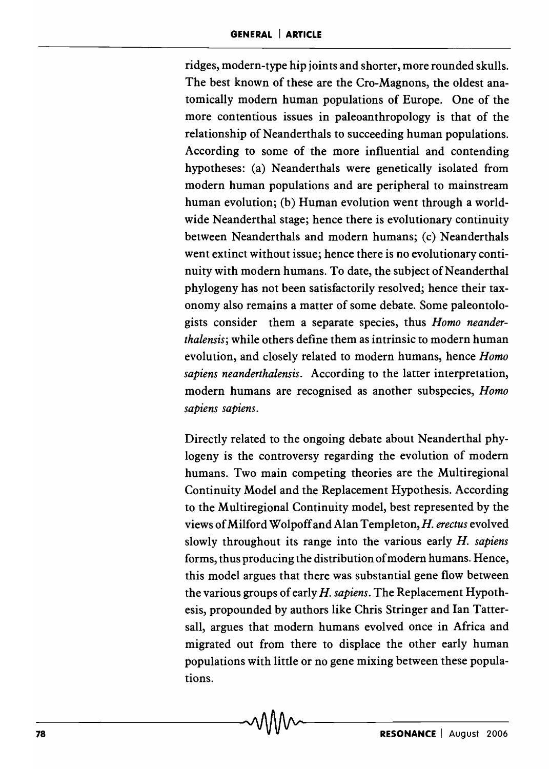ridges, modern-type hip joints and shorter, more rounded skulls. The best known of these are the Cro-Magnons, the oldest anatomically modern human populations of Europe. One of the more contentious issues in paleoanthropology is that of the relationship of Neanderthals to succeeding human populations. According to some of the more influential and contending hypotheses: (a) Neanderthals were genetically isolated from modern human populations and are peripheral to mainstream human evolution; (b) Human evolution went through a worldwide Neanderthal stage; hence there is evolutionary continuity between Neanderthals and modern humans; (c) Neanderthals went extinct without issue; hence there is no evolutionary continuity with modern humans. To date, the subject of Neanderthal phylogeny has not been satisfactorily resolved; hence their taxonomy also remains a matter of some debate. Some paleontologists consider them a separate species, thus *Homo neanderthalensis*; while others define them as intrinsic to modern human evolution, and closely related to modern humans, hence *Homo sapiens neanderthalensis*. According to the latter interpretation, modern humans are recognised as another subspecies, *Homo sapiens sapiens*.

Directly related to the ongoing debate about Neanderthal phylogeny is the controversy regarding the evolution of modern humans. Two main competing theories are the Multiregional Continuity Model and the Replacement Hypothesis. According to the Multiregional Continuity model, best represented by the views of Milford Wolpoff and Alan Templeton, *H. erectus* evolved slowly throughout its range into the various early *H. sapiens* forms, thus producing the distribution of modern humans. Hence, this model argues that there was substantial gene flow between the various groups of early *H. sapiens*. The Replacement Hypothesis, propounded by authors like Chris Stringer and Ian Tattersall, argues that modern humans evolved once in Africa and migrated out from there to displace the other early human populations with little or no gene mixing between these populations.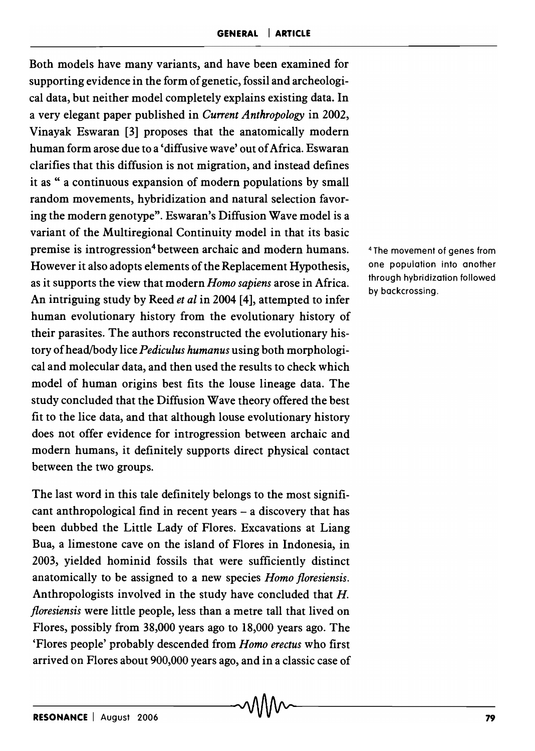Both models have many variants, and have been examined for supporting evidence in the form of genetic, fossil and archeological data, but neither model completely explains existing data. In a very elegant paper published in *Current Anthropology* in 2002, Vinayak Eswaran [3] proposes that the anatomically modern human form arose due to a 'diffusive wave' out of Africa. Eswaran clarifies that this diffusion is not migration, and instead defines it as " a continuous expansion of modern populations by small random movements, hybridization and natural selection favoring the modern genotype". Eswaran's Diffusion Wave model is a variant of the Multiregional Continuity model in that its basic premise is introgression[4] between archaic and modern humans. However it also adopts elements of the Replacement Hypothesis, as it supports the view that modern *Homo sapiens* arose in Africa. An intriguing study by Reed *et al* in 2004 [4], attempted to infer human evolutionary history from the evolutionary history of their parasites. The authors reconstructed the evolutionary history of head/body lice *Pediculus humanus* using both morphological and molecular data, and then used the results to check which model of human origins best fits the louse lineage data. The study concluded that the Diffusion Wave theory offered the best fit to the lice data, and that although louse evolutionary history does not offer evidence for introgression between archaic and modern humans, it definitely supports direct physical contact between the two groups.

[4] The movement of genes from one population into another through hybridization followed by backcrossing.

The last word in this tale definitely belongs to the most significant anthropological find in recent years – a discovery that has been dubbed the Little Lady of Flores. Excavations at Liang Bua, a limestone cave on the island of Flores in Indonesia, in 2003, yielded hominid fossils that were sufficiently distinct anatomically to be assigned to a new species *Homo floresiensis*. Anthropologists involved in the study have concluded that *H. floresiensis* were little people, less than a metre tall that lived on Flores, possibly from 38,000 years ago to 18,000 years ago. The 'Flores people' probably descended from *Homo erectus* who first arrived on Flores about 900,000 years ago, and in a classic case of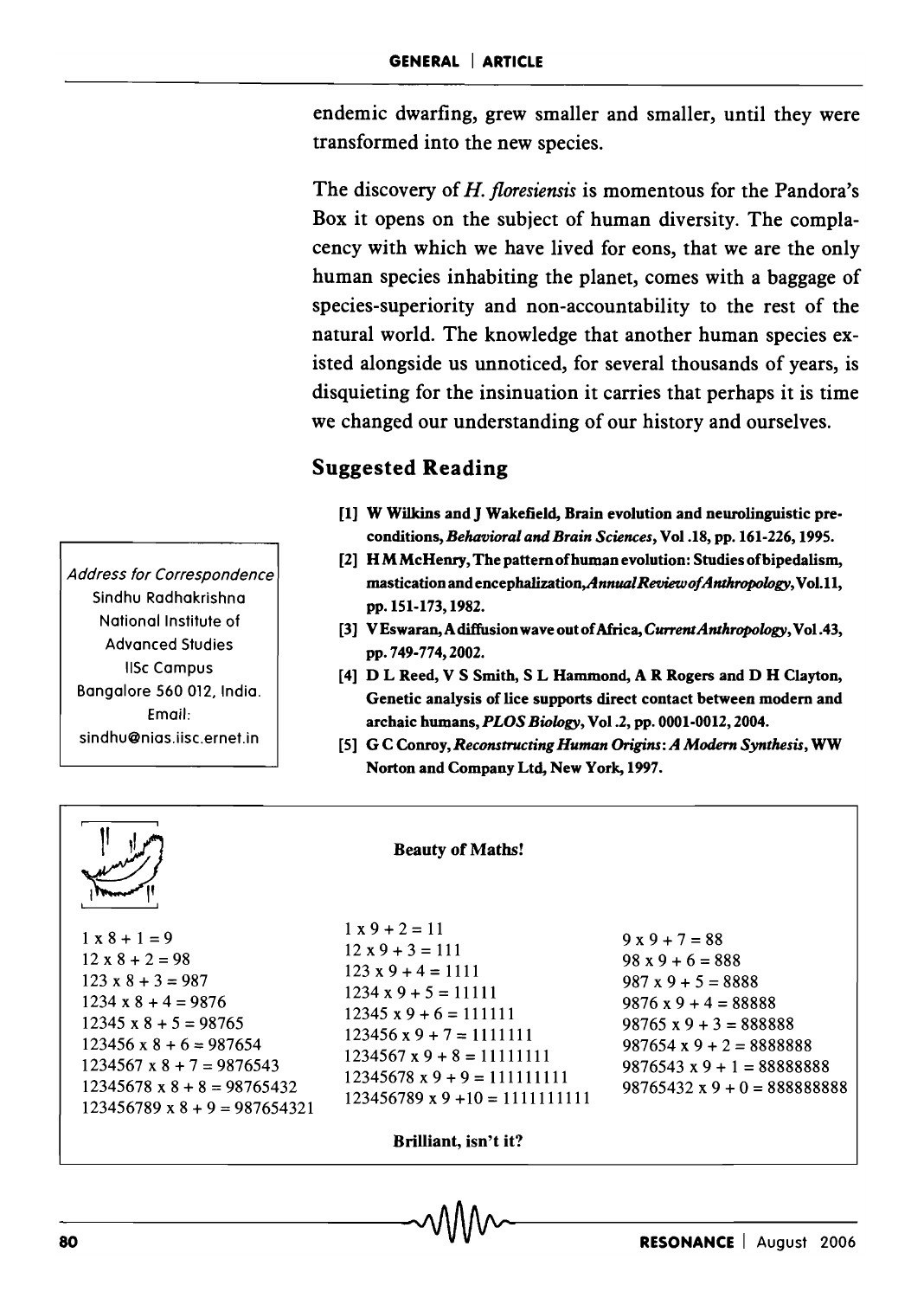endemic dwarfing, grew smaller and smaller, until they were transformed into the new species.

The discovery of *H. floresiensis* is momentous for the Pandora's Box it opens on the subject of human diversity. The complacency with which we have lived for eons, that we are the only human species inhabiting the planet, comes with a baggage of species-superiority and non-accountability to the rest of the natural world. The knowledge that another human species existed alongside us unnoticed, for several thousands of years, is disquieting for the insinuation it carries that perhaps it is time we changed our understanding of our history and ourselves.

## Suggested Reading

[1] W Wilkins and J Wakefield, Brain evolution and neurolinguistic preconditions, *Behavioral and Brain Sciences*, Vol.18, pp. 161-226, 1995.

[2] H M McHenry, The pattern of human evolution: Studies of bipedalism, mastication and encephalization, *Annual Review of Anthropology*, Vol.11, pp. 151-173, 1982.

[3] V Eswaran, A diffusion wave out of Africa, *Current Anthropology*, Vol.43, pp. 749-774, 2002.

[4] D L Reed, V S Smith, S L Hammond, A R Rogers and D H Clayton, Genetic analysis of lice supports direct contact between modern and archaic humans, *PLOS Biology*, Vol.2, pp. 0001-0012, 2004.

[5] G C Conroy, *Reconstructing Human Origins: A Modern Synthesis*, WW Norton and Company Ltd, New York, 1997.

*Address for Correspondence*
Sindhu Radhakrishna
National Institute of Advanced Studies
IISc Campus
Bangalore 560 012, India.
Email: sindhu@nias.iisc.ernet.in

**Beauty of Maths!**

1 x 8 + 1 = 9
12 x 8 + 2 = 98
123 x 8 + 3 = 987
1234 x 8 + 4 = 9876
12345 x 8 + 5 = 98765
123456 x 8 + 6 = 987654
1234567 x 8 + 7 = 9876543
12345678 x 8 + 8 = 98765432
123456789 x 8 + 9 = 987654321

1 x 9 + 2 = 11
12 x 9 + 3 = 111
123 x 9 + 4 = 1111
1234 x 9 + 5 = 11111
12345 x 9 + 6 = 111111
123456 x 9 + 7 = 1111111
1234567 x 9 + 8 = 11111111
12345678 x 9 + 9 = 111111111
123456789 x 9 +10 = 1111111111

9 x 9 + 7 = 88
98 x 9 + 6 = 888
987 x 9 + 5 = 8888
9876 x 9 + 4 = 88888
98765 x 9 + 3 = 888888
987654 x 9 + 2 = 8888888
9876543 x 9 + 1 = 88888888
98765432 x 9 + 0 = 888888888

**Brilliant, isn't it?**